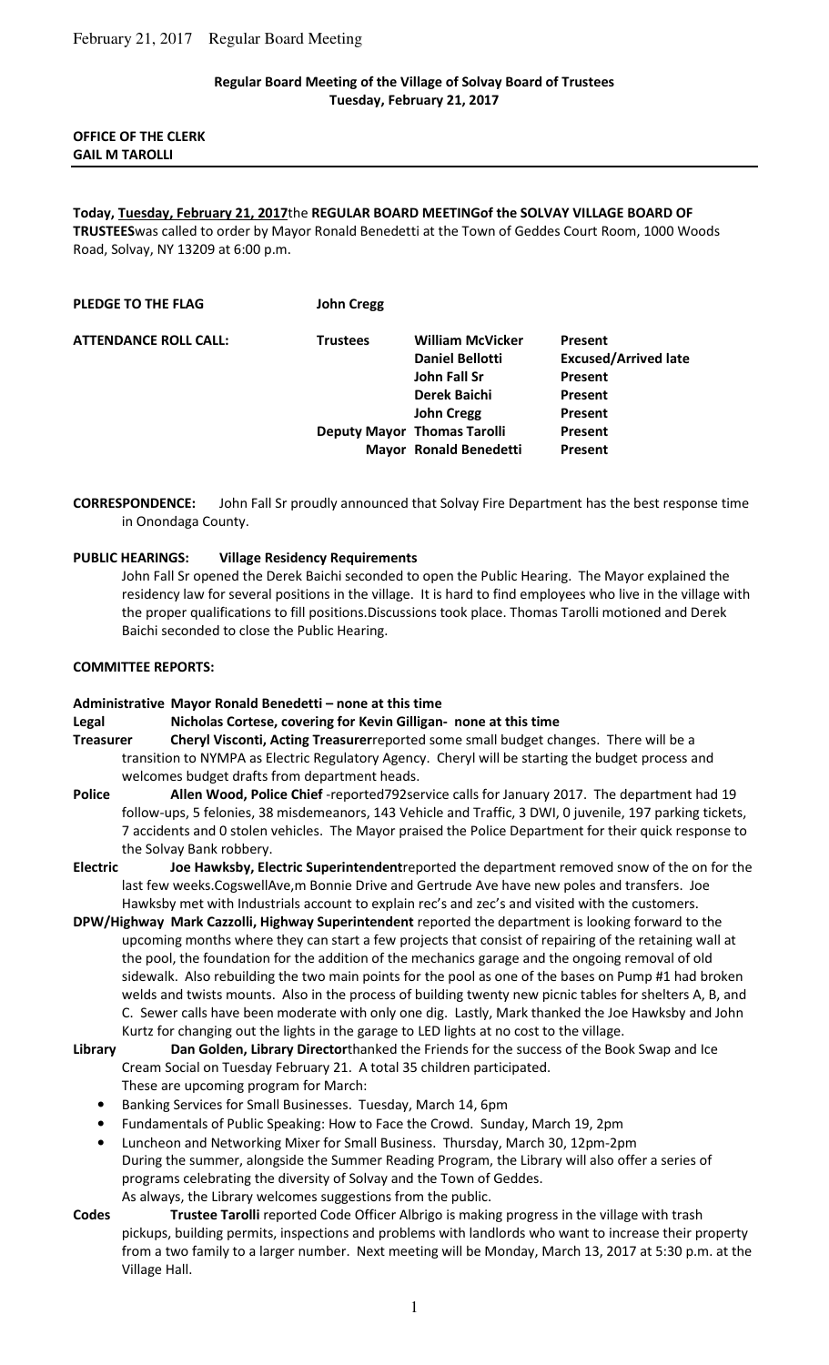**Regular Board Meeting of the Village of Solvay Board of Trustees**
**Tuesday, February 21, 2017**

**OFFICE OF THE CLERK**
**GAIL M TAROLLI**

---

**Today, Tuesday, February 21, 2017**the **REGULAR BOARD MEETINGof the SOLVAY VILLAGE BOARD OF TRUSTEES**was called to order by Mayor Ronald Benedetti at the Town of Geddes Court Room, 1000 Woods Road, Solvay, NY 13209 at 6:00 p.m.

**PLEDGE TO THE FLAG** **John Cregg**

| **ATTENDANCE ROLL CALL:** | **Trustees** | **William McVicker** | **Present** |
|---|---|---|---|
| | | **Daniel Bellotti** | **Excused/Arrived late** |
| | | **John Fall Sr** | **Present** |
| | | **Derek Baichi** | **Present** |
| | | **John Cregg** | **Present** |
| | **Deputy Mayor** | **Thomas Tarolli** | **Present** |
| | **Mayor** | **Ronald Benedetti** | **Present** |

**CORRESPONDENCE:** John Fall Sr proudly announced that Solvay Fire Department has the best response time in Onondaga County.

**PUBLIC HEARINGS: Village Residency Requirements**

John Fall Sr opened the Derek Baichi seconded to open the Public Hearing. The Mayor explained the residency law for several positions in the village. It is hard to find employees who live in the village with the proper qualifications to fill positions.Discussions took place. Thomas Tarolli motioned and Derek Baichi seconded to close the Public Hearing.

**COMMITTEE REPORTS:**

**Administrative Mayor Ronald Benedetti – none at this time**

**Legal Nicholas Cortese, covering for Kevin Gilligan- none at this time**

**Treasurer Cheryl Visconti, Acting Treasurer**reported some small budget changes. There will be a transition to NYMPA as Electric Regulatory Agency. Cheryl will be starting the budget process and welcomes budget drafts from department heads.

**Police Allen Wood, Police Chief** -reported792service calls for January 2017. The department had 19 follow-ups, 5 felonies, 38 misdemeanors, 143 Vehicle and Traffic, 3 DWI, 0 juvenile, 197 parking tickets, 7 accidents and 0 stolen vehicles. The Mayor praised the Police Department for their quick response to the Solvay Bank robbery.

**Electric Joe Hawksby, Electric Superintendent**reported the department removed snow of the on for the last few weeks.CogswellAve,m Bonnie Drive and Gertrude Ave have new poles and transfers. Joe Hawksby met with Industrials account to explain rec's and zec's and visited with the customers.

**DPW/Highway Mark Cazzolli, Highway Superintendent** reported the department is looking forward to the upcoming months where they can start a few projects that consist of repairing of the retaining wall at the pool, the foundation for the addition of the mechanics garage and the ongoing removal of old sidewalk. Also rebuilding the two main points for the pool as one of the bases on Pump #1 had broken welds and twists mounts. Also in the process of building twenty new picnic tables for shelters A, B, and C. Sewer calls have been moderate with only one dig. Lastly, Mark thanked the Joe Hawksby and John Kurtz for changing out the lights in the garage to LED lights at no cost to the village.

**Library Dan Golden, Library Director**thanked the Friends for the success of the Book Swap and Ice Cream Social on Tuesday February 21. A total 35 children participated.

These are upcoming program for March:

- Banking Services for Small Businesses. Tuesday, March 14, 6pm
- Fundamentals of Public Speaking: How to Face the Crowd. Sunday, March 19, 2pm
- Luncheon and Networking Mixer for Small Business. Thursday, March 30, 12pm-2pm

During the summer, alongside the Summer Reading Program, the Library will also offer a series of programs celebrating the diversity of Solvay and the Town of Geddes.

As always, the Library welcomes suggestions from the public.

**Codes Trustee Tarolli** reported Code Officer Albrigo is making progress in the village with trash pickups, building permits, inspections and problems with landlords who want to increase their property from a two family to a larger number. Next meeting will be Monday, March 13, 2017 at 5:30 p.m. at the Village Hall.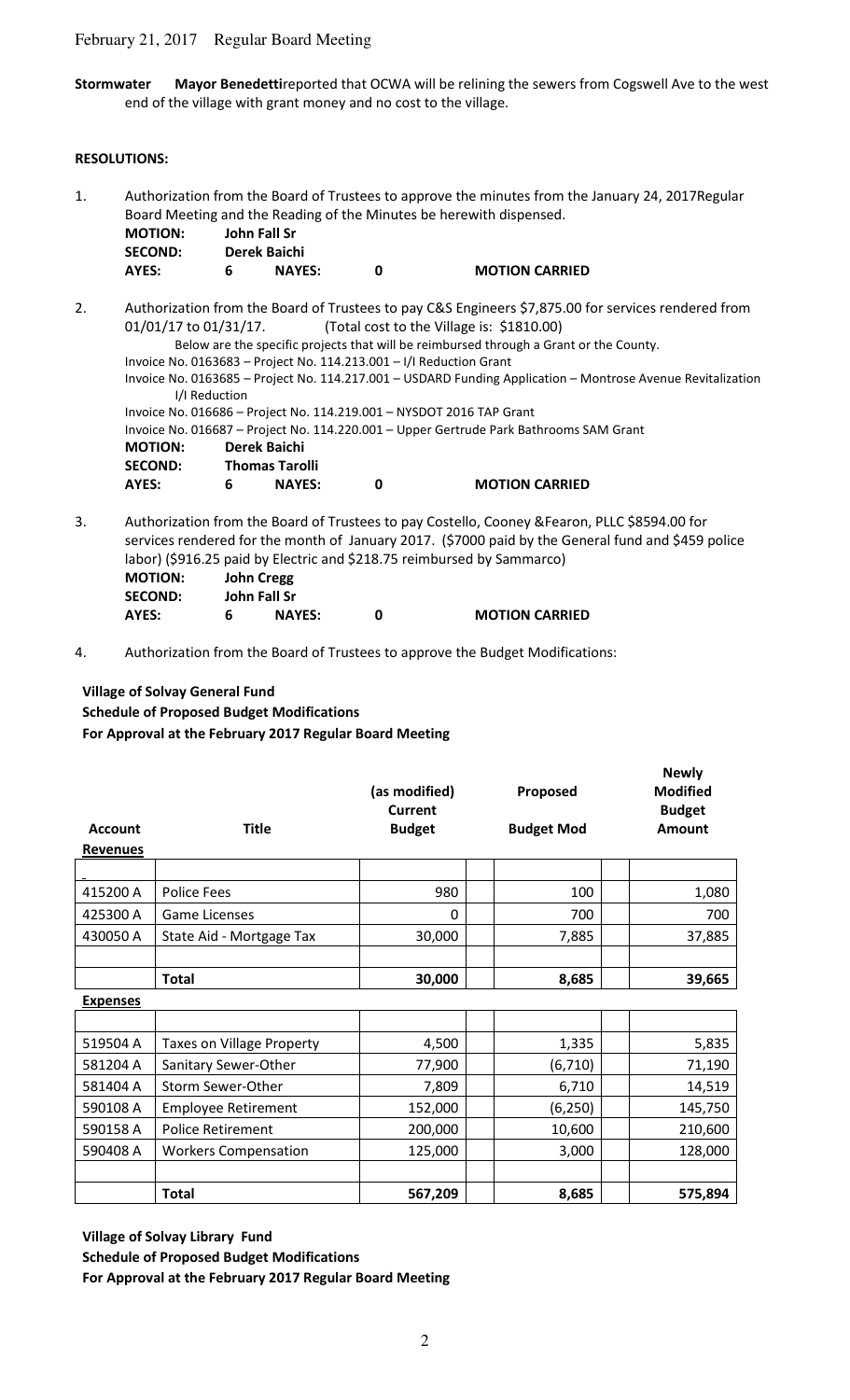**Stormwater** **Mayor Benedetti**reported that OCWA will be relining the sewers from Cogswell Ave to the west end of the village with grant money and no cost to the village.

**RESOLUTIONS:**

1. Authorization from the Board of Trustees to approve the minutes from the January 24, 2017Regular Board Meeting and the Reading of the Minutes be herewith dispensed.

   **MOTION:** John Fall Sr
   **SECOND:** Derek Baichi
   **AYES:** 6 **NAYES:** 0 **MOTION CARRIED**

2. Authorization from the Board of Trustees to pay C&S Engineers $7,875.00 for services rendered from 01/01/17 to 01/31/17. (Total cost to the Village is: $1810.00)

   Below are the specific projects that will be reimbursed through a Grant or the County.
   Invoice No. 0163683 – Project No. 114.213.001 – I/I Reduction Grant
   Invoice No. 0163685 – Project No. 114.217.001 – USDARD Funding Application – Montrose Avenue Revitalization I/I Reduction
   Invoice No. 016686 – Project No. 114.219.001 – NYSDOT 2016 TAP Grant
   Invoice No. 016687 – Project No. 114.220.001 – Upper Gertrude Park Bathrooms SAM Grant

   **MOTION:** Derek Baichi
   **SECOND:** Thomas Tarolli
   **AYES:** 6 **NAYES:** 0 **MOTION CARRIED**

3. Authorization from the Board of Trustees to pay Costello, Cooney &Fearon, PLLC $8594.00 for services rendered for the month of January 2017. ($7000 paid by the General fund and $459 police labor) ($916.25 paid by Electric and $218.75 reimbursed by Sammarco)

   **MOTION:** John Cregg
   **SECOND:** John Fall Sr
   **AYES:** 6 **NAYES:** 0 **MOTION CARRIED**

4. Authorization from the Board of Trustees to approve the Budget Modifications:

**Village of Solvay General Fund**
**Schedule of Proposed Budget Modifications**
**For Approval at the February 2017 Regular Board Meeting**

| Account | Title | (as modified) Current Budget | Proposed Budget Mod | Newly Modified Budget Amount |
|---|---|---|---|---|
| **Revenues** | | | | |
| 415200 A | Police Fees | 980 | 100 | 1,080 |
| 425300 A | Game Licenses | 0 | 700 | 700 |
| 430050 A | State Aid - Mortgage Tax | 30,000 | 7,885 | 37,885 |
| | **Total** | **30,000** | **8,685** | **39,665** |
| **Expenses** | | | | |
| 519504 A | Taxes on Village Property | 4,500 | 1,335 | 5,835 |
| 581204 A | Sanitary Sewer-Other | 77,900 | (6,710) | 71,190 |
| 581404 A | Storm Sewer-Other | 7,809 | 6,710 | 14,519 |
| 590108 A | Employee Retirement | 152,000 | (6,250) | 145,750 |
| 590158 A | Police Retirement | 200,000 | 10,600 | 210,600 |
| 590408 A | Workers Compensation | 125,000 | 3,000 | 128,000 |
| | **Total** | **567,209** | **8,685** | **575,894** |

**Village of Solvay Library Fund**
**Schedule of Proposed Budget Modifications**
**For Approval at the February 2017 Regular Board Meeting**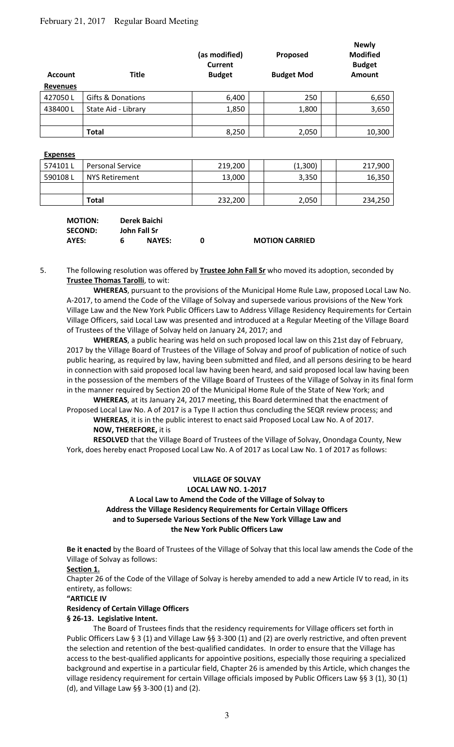February 21, 2017 Regular Board Meeting

| Account | Title | (as modified) Current Budget | Proposed Budget Mod | Newly Modified Budget Amount |
|---|---|---|---|---|
| **Revenues** | | | | |
| 427050 L | Gifts & Donations | 6,400 | 250 | 6,650 |
| 438400 L | State Aid - Library | 1,850 | 1,800 | 3,650 |
| | | | | |
| | **Total** | 8,250 | 2,050 | 10,300 |

| Account | Title | (as modified) Current Budget | Proposed Budget Mod | Newly Modified Budget Amount |
|---|---|---|---|---|
| **Expenses** | | | | |
| 574101 L | Personal Service | 219,200 | (1,300) | 217,900 |
| 590108 L | NYS Retirement | 13,000 | 3,350 | 16,350 |
| | | | | |
| | **Total** | 232,200 | 2,050 | 234,250 |

**MOTION:** **Derek Baichi**
**SECOND:** **John Fall Sr**
**AYES:** **6** **NAYES:** **0** **MOTION CARRIED**

5. The following resolution was offered by **Trustee John Fall Sr** who moved its adoption, seconded by **Trustee Thomas Tarolli**, to wit:

**WHEREAS**, pursuant to the provisions of the Municipal Home Rule Law, proposed Local Law No. A-2017, to amend the Code of the Village of Solvay and supersede various provisions of the New York Village Law and the New York Public Officers Law to Address Village Residency Requirements for Certain Village Officers, said Local Law was presented and introduced at a Regular Meeting of the Village Board of Trustees of the Village of Solvay held on January 24, 2017; and

**WHEREAS**, a public hearing was held on such proposed local law on this 21st day of February, 2017 by the Village Board of Trustees of the Village of Solvay and proof of publication of notice of such public hearing, as required by law, having been submitted and filed, and all persons desiring to be heard in connection with said proposed local law having been heard, and said proposed local law having been in the possession of the members of the Village Board of Trustees of the Village of Solvay in its final form in the manner required by Section 20 of the Municipal Home Rule of the State of New York; and

**WHEREAS**, at its January 24, 2017 meeting, this Board determined that the enactment of Proposed Local Law No. A of 2017 is a Type II action thus concluding the SEQR review process; and

**WHEREAS**, it is in the public interest to enact said Proposed Local Law No. A of 2017.

**NOW, THEREFORE,** it is

**RESOLVED** that the Village Board of Trustees of the Village of Solvay, Onondaga County, New York, does hereby enact Proposed Local Law No. A of 2017 as Local Law No. 1 of 2017 as follows:

**VILLAGE OF SOLVAY**
**LOCAL LAW NO. 1-2017**
**A Local Law to Amend the Code of the Village of Solvay to Address the Village Residency Requirements for Certain Village Officers and to Supersede Various Sections of the New York Village Law and the New York Public Officers Law**

**Be it enacted** by the Board of Trustees of the Village of Solvay that this local law amends the Code of the Village of Solvay as follows:

**Section 1.**

Chapter 26 of the Code of the Village of Solvay is hereby amended to add a new Article IV to read, in its entirety, as follows:

**"ARTICLE IV**

**Residency of Certain Village Officers**

**§ 26-13. Legislative Intent.**

The Board of Trustees finds that the residency requirements for Village officers set forth in Public Officers Law § 3 (1) and Village Law §§ 3-300 (1) and (2) are overly restrictive, and often prevent the selection and retention of the best-qualified candidates. In order to ensure that the Village has access to the best-qualified applicants for appointive positions, especially those requiring a specialized background and expertise in a particular field, Chapter 26 is amended by this Article, which changes the village residency requirement for certain Village officials imposed by Public Officers Law §§ 3 (1), 30 (1) (d), and Village Law §§ 3-300 (1) and (2).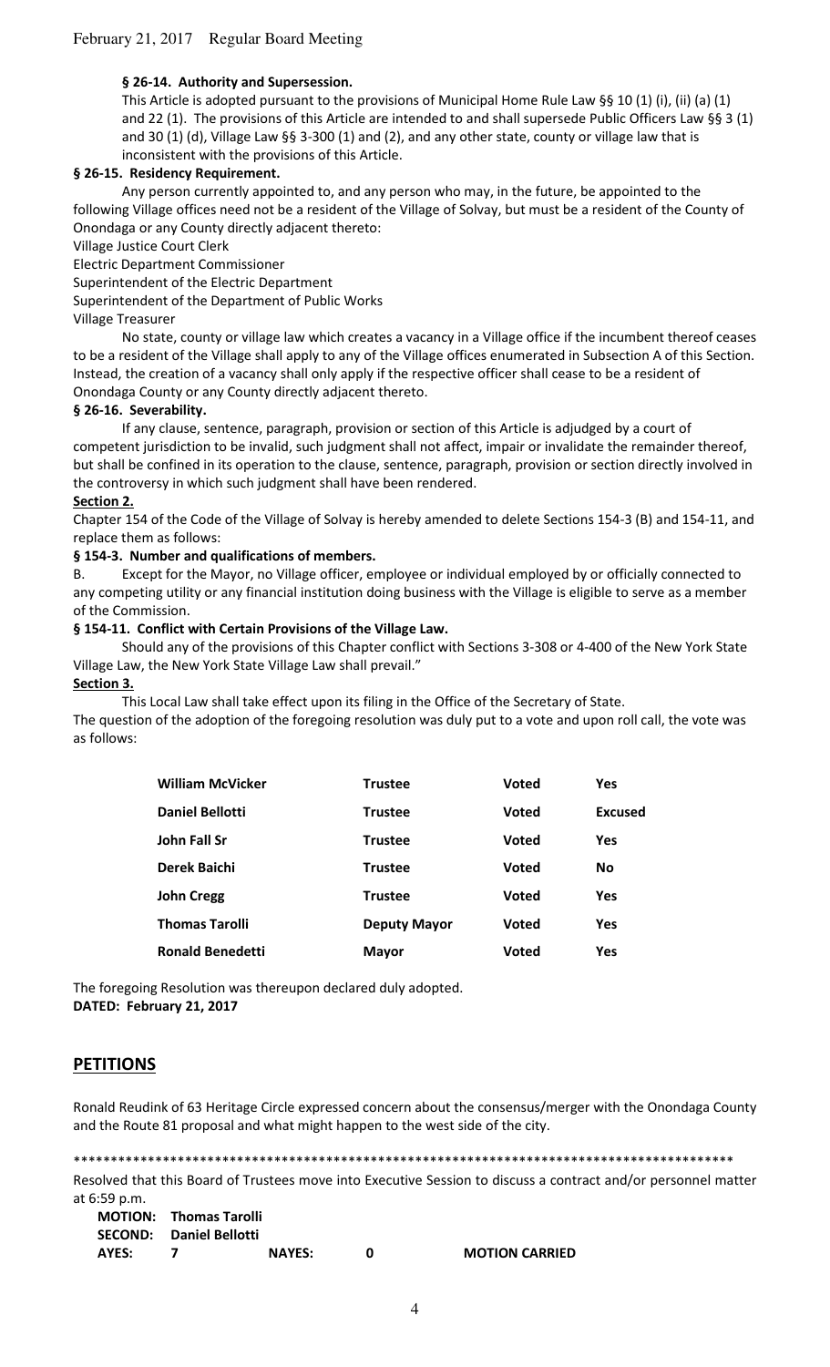**§ 26-14. Authority and Supersession.**

This Article is adopted pursuant to the provisions of Municipal Home Rule Law §§ 10 (1) (i), (ii) (a) (1) and 22 (1). The provisions of this Article are intended to and shall supersede Public Officers Law §§ 3 (1) and 30 (1) (d), Village Law §§ 3-300 (1) and (2), and any other state, county or village law that is inconsistent with the provisions of this Article.

**§ 26-15. Residency Requirement.**

Any person currently appointed to, and any person who may, in the future, be appointed to the following Village offices need not be a resident of the Village of Solvay, but must be a resident of the County of Onondaga or any County directly adjacent thereto:

Village Justice Court Clerk

Electric Department Commissioner

Superintendent of the Electric Department

Superintendent of the Department of Public Works

Village Treasurer

No state, county or village law which creates a vacancy in a Village office if the incumbent thereof ceases to be a resident of the Village shall apply to any of the Village offices enumerated in Subsection A of this Section. Instead, the creation of a vacancy shall only apply if the respective officer shall cease to be a resident of Onondaga County or any County directly adjacent thereto.

**§ 26-16. Severability.**

If any clause, sentence, paragraph, provision or section of this Article is adjudged by a court of competent jurisdiction to be invalid, such judgment shall not affect, impair or invalidate the remainder thereof, but shall be confined in its operation to the clause, sentence, paragraph, provision or section directly involved in the controversy in which such judgment shall have been rendered.

**Section 2.**

Chapter 154 of the Code of the Village of Solvay is hereby amended to delete Sections 154-3 (B) and 154-11, and replace them as follows:

**§ 154-3. Number and qualifications of members.**

B. Except for the Mayor, no Village officer, employee or individual employed by or officially connected to any competing utility or any financial institution doing business with the Village is eligible to serve as a member of the Commission.

**§ 154-11. Conflict with Certain Provisions of the Village Law.**

Should any of the provisions of this Chapter conflict with Sections 3-308 or 4-400 of the New York State Village Law, the New York State Village Law shall prevail."

**Section 3.**

This Local Law shall take effect upon its filing in the Office of the Secretary of State.

The question of the adoption of the foregoing resolution was duly put to a vote and upon roll call, the vote was as follows:

| | | | |
|---|---|---|---|
| **William McVicker** | **Trustee** | **Voted** | **Yes** |
| **Daniel Bellotti** | **Trustee** | **Voted** | **Excused** |
| **John Fall Sr** | **Trustee** | **Voted** | **Yes** |
| **Derek Baichi** | **Trustee** | **Voted** | **No** |
| **John Cregg** | **Trustee** | **Voted** | **Yes** |
| **Thomas Tarolli** | **Deputy Mayor** | **Voted** | **Yes** |
| **Ronald Benedetti** | **Mayor** | **Voted** | **Yes** |

The foregoing Resolution was thereupon declared duly adopted.

**DATED: February 21, 2017**

## PETITIONS

Ronald Reudink of 63 Heritage Circle expressed concern about the consensus/merger with the Onondaga County and the Route 81 proposal and what might happen to the west side of the city.

*******************************************************************************************

Resolved that this Board of Trustees move into Executive Session to discuss a contract and/or personnel matter at 6:59 p.m.

**MOTION:** **Thomas Tarolli**
**SECOND:** **Daniel Bellotti**
**AYES:** **7** **NAYES:** **0** **MOTION CARRIED**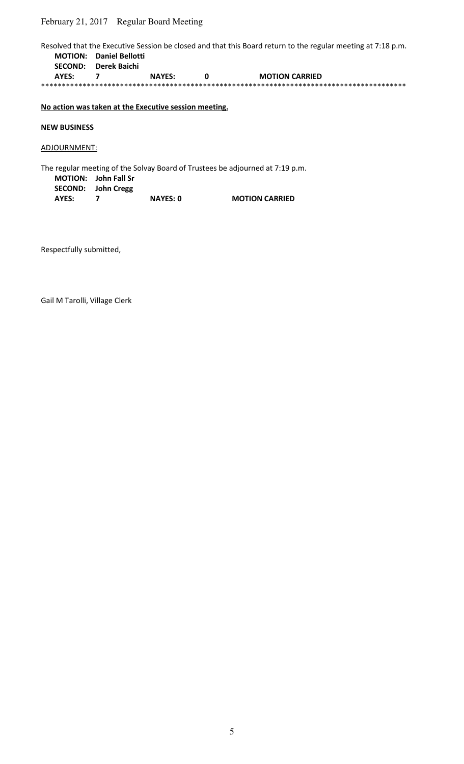Resolved that the Executive Session be closed and that this Board return to the regular meeting at 7:18 p.m.

**MOTION: Daniel Bellotti**
**SECOND: Derek Baichi**
**AYES: 7 NAYES: 0 MOTION CARRIED**

*******************************************************************************************

**No action was taken at the Executive session meeting.**

**NEW BUSINESS**

ADJOURNMENT:

The regular meeting of the Solvay Board of Trustees be adjourned at 7:19 p.m.

**MOTION: John Fall Sr**
**SECOND: John Cregg**
**AYES: 7 NAYES: 0 MOTION CARRIED**

Respectfully submitted,

Gail M Tarolli, Village Clerk